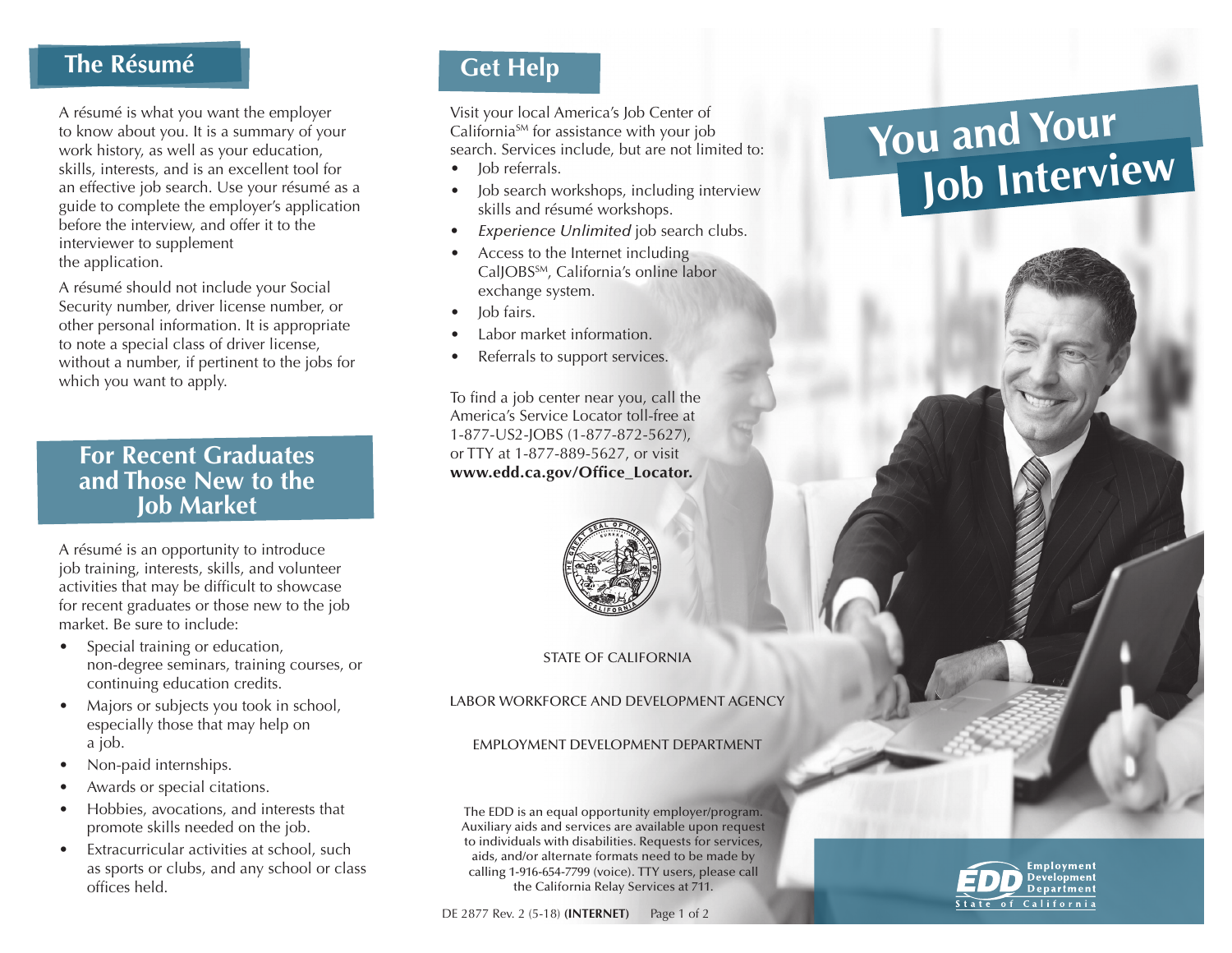# You and Your Job Interview

## The Résumé

A résumé is what you want the employer to know about you. It is a summary of your work history, as well as your education, skills, interests, and is an excellent tool for an effective job search. Use your résumé as a guide to complete the employer's application before the interview, and offer it to the interviewer to supplement the application.

A résumé should not include your Social Security number, driver license number, or other personal information. It is appropriate to note a special class of driver license, without a number, if pertinent to the jobs for which you want to apply.

## For Recent Graduates and Those New to the Job Market

A résumé is an opportunity to introduce job training, interests, skills, and volunteer activities that may be difficult to showcase for recent graduates or those new to the job market. Be sure to include:

- Special training or education, non-degree seminars, training courses, or continuing education credits.
- Majors or subjects you took in school, especially those that may help on a job.
- Non-paid internships.
- Awards or special citations.
- Hobbies, avocations, and interests that promote skills needed on the job.
- Extracurricular activities at school, such as sports or clubs, and any school or class offices held.

## Get Help

Visit your local America's Job Center of California[SM] for assistance with your job search. Services include, but are not limited to:

- Job referrals.
- Job search workshops, including interview skills and résumé workshops.
- *Experience Unlimited* job search clubs.
- Access to the Internet including CalJOBS[SM], California's online labor exchange system.
- Job fairs.
- Labor market information.
- Referrals to support services.

To find a job center near you, call the America's Service Locator toll-free at 1-877-US2-JOBS (1-877-872-5627), or TTY at 1-877-889-5627, or visit **www.edd.ca.gov/Office_Locator.**

STATE OF CALIFORNIA

LABOR WORKFORCE AND DEVELOPMENT AGENCY

EMPLOYMENT DEVELOPMENT DEPARTMENT

The EDD is an equal opportunity employer/program. Auxiliary aids and services are available upon request to individuals with disabilities. Requests for services, aids, and/or alternate formats need to be made by calling 1-916-654-7799 (voice). TTY users, please call the California Relay Services at 711.

DE 2877 Rev. 2 (5-18) **(INTERNET)**

EDD Employment Development Department State of California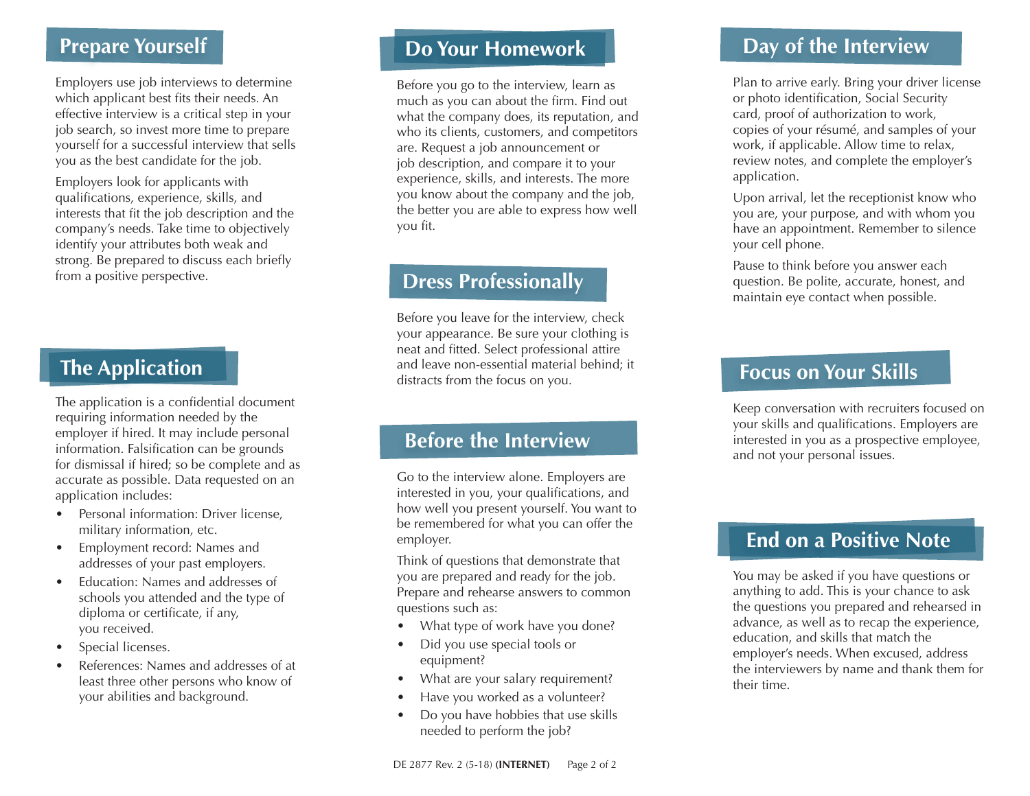## Prepare Yourself

Employers use job interviews to determine which applicant best fits their needs. An effective interview is a critical step in your job search, so invest more time to prepare yourself for a successful interview that sells you as the best candidate for the job.

Employers look for applicants with qualifications, experience, skills, and interests that fit the job description and the company's needs. Take time to objectively identify your attributes both weak and strong. Be prepared to discuss each briefly from a positive perspective.

## The Application

The application is a confidential document requiring information needed by the employer if hired. It may include personal information. Falsification can be grounds for dismissal if hired; so be complete and as accurate as possible. Data requested on an application includes:

- Personal information: Driver license, military information, etc.
- Employment record: Names and addresses of your past employers.
- Education: Names and addresses of schools you attended and the type of diploma or certificate, if any, you received.
- Special licenses.
- References: Names and addresses of at least three other persons who know of your abilities and background.

## Do Your Homework

Before you go to the interview, learn as much as you can about the firm. Find out what the company does, its reputation, and who its clients, customers, and competitors are. Request a job announcement or job description, and compare it to your experience, skills, and interests. The more you know about the company and the job, the better you are able to express how well you fit.

## Dress Professionally

Before you leave for the interview, check your appearance. Be sure your clothing is neat and fitted. Select professional attire and leave non-essential material behind; it distracts from the focus on you.

## Before the Interview

Go to the interview alone. Employers are interested in you, your qualifications, and how well you present yourself. You want to be remembered for what you can offer the employer.

Think of questions that demonstrate that you are prepared and ready for the job. Prepare and rehearse answers to common questions such as:

- What type of work have you done?
- Did you use special tools or equipment?
- What are your salary requirement?
- Have you worked as a volunteer?
- Do you have hobbies that use skills needed to perform the job?

## Day of the Interview

Plan to arrive early. Bring your driver license or photo identification, Social Security card, proof of authorization to work, copies of your résumé, and samples of your work, if applicable. Allow time to relax, review notes, and complete the employer's application.

Upon arrival, let the receptionist know who you are, your purpose, and with whom you have an appointment. Remember to silence your cell phone.

Pause to think before you answer each question. Be polite, accurate, honest, and maintain eye contact when possible.

## Focus on Your Skills

Keep conversation with recruiters focused on your skills and qualifications. Employers are interested in you as a prospective employee, and not your personal issues.

## End on a Positive Note

You may be asked if you have questions or anything to add. This is your chance to ask the questions you prepared and rehearsed in advance, as well as to recap the experience, education, and skills that match the employer's needs. When excused, address the interviewers by name and thank them for their time.

DE 2877 Rev. 2 (5-18) **(INTERNET)**